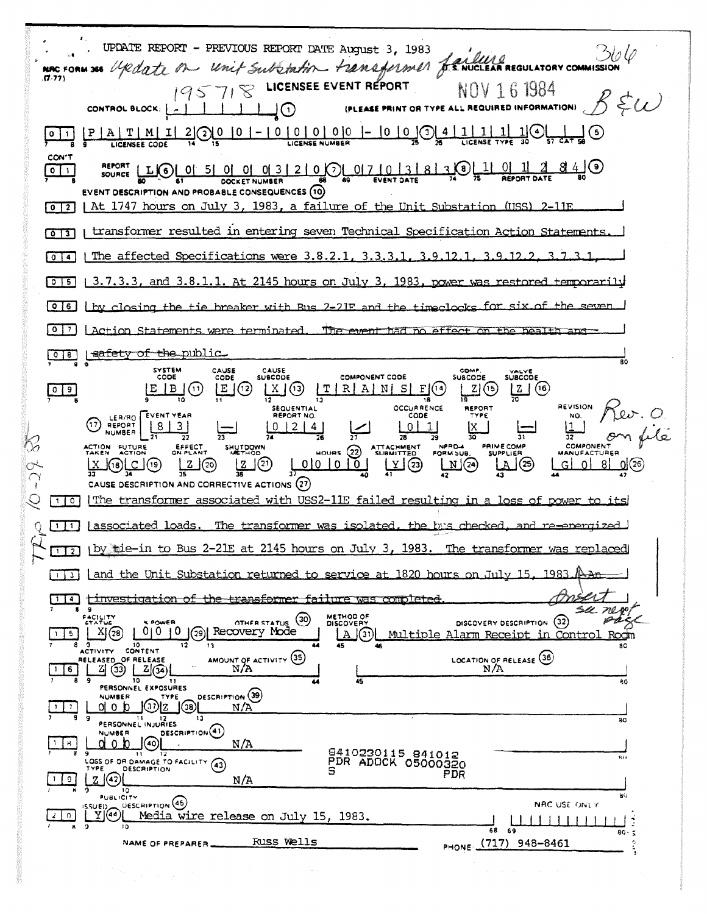UPDATE REPORT - PREVIOUS REPORT DATE August 3, 1983

366

NRC FORM 366 (7-77) *Update on Unit Substation transformer failure* U.S. NUCLEAR REGULATORY COMMISSION

*195718* LICENSEE EVENT REPORT NOV 16 1984 *B&W*

CONTROL BOCK: | - | | | | | | (1) (PLEASE PRINT OR TYPE ALL REQUIRED INFORMATION)

0 1 | P A T M I 2 (2) | 0 0 - 0 0 0 0 0 - 0 0 (3) | 4 1 1 1 1 (4) | | | (5)
LICENSEE CODE | LICENSE NUMBER | LICENSE TYPE | CAT

CON'T
0 1 | REPORT SOURCE L (6) | 0 5 0 0 0 3 2 0 (7) | 0 7 0 3 8 3 (8) | 1 0 1 2 8 4 (9)
DOCKET NUMBER | EVENT DATE | REPORT DATE

EVENT DESCRIPTION AND PROBABLE CONSEQUENCES (10)

0 2 | At 1747 hours on July 3, 1983, a failure of the Unit Substation (USS) 2-11E
0 3 | transformer resulted in entering seven Technical Specification Action Statements.
0 4 | The affected Specifications were 3.8.2.1, 3.3.3.1, 3.9.12.1, 3.9.12.2, 3.7.3.1,
0 5 | 3.7.3.3, and 3.8.1.1. At 2145 hours on July 3, 1983, power was restored temporarily
0 6 | by closing the tie breaker with Bus 2-21E and the timeclocks for six of the seven
0 7 | Action Statements were terminated. ~~The event had no effect on the health and~~
0 8 | ~~safety of the public.~~

| SYSTEM CODE | CAUSE CODE | CAUSE SUBCODE | COMPONENT CODE | COMP. SUBCODE | VALVE SUBCODE |
|---|---|---|---|---|---|
| E B (11) | E (12) | X (13) | T R A N S F (14) | Z (15) | Z (16) |

| (17) LER/RO REPORT NUMBER | EVENT YEAR | | SEQUENTIAL REPORT NO. | | OCCURRENCE CODE | REPORT TYPE | | REVISION NO. |
|---|---|---|---|---|---|---|---|---|
| | 8 3 | — | 0 2 4 | / | 0 1 | X | — | 1 |

*Rev. 0 on file*

| ACTION TAKEN | FUTURE ACTION | EFFECT ON PLANT | SHUTDOWN METHOD | HOURS (22) | ATTACHMENT SUBMITTED | NPRD-4 FORM SUB. | PRIME COMP. SUPPLIER | COMPONENT MANUFACTURER |
|---|---|---|---|---|---|---|---|---|
| X (18) | C (19) | Z (20) | Z (21) | 0 0 0 0 | Y (23) | N (24) | A (25) | G 0 8 0 (26) |

CAUSE DESCRIPTION AND CORRECTIVE ACTIONS (27)

1 0 | The transformer associated with USS2-11E failed resulting in a loss of power to its
1 1 | associated loads. The transformer was isolated, the bus checked, and re-energized
1 2 | by tie-in to Bus 2-21E at 2145 hours on July 3, 1983. The transformer was replaced
1 3 | and the Unit Substation returned to service at 1820 hours on July 15, 1983. ~~An~~
1 4 | ~~investigation of the transformer failure was completed.~~ *Insert see next page*

*TFP 10-29-85*

| FACILITY STATUS | % POWER | OTHER STATUS (30) | METHOD OF DISCOVERY | DISCOVERY DESCRIPTION (32) |
|---|---|---|---|---|
| 1 5 X (28) | 0 0 0 (29) | Recovery Mode | A (31) | Multiple Alarm Receipt in Control Room |

| ACTIVITY RELEASED | CONTENT OF RELEASE | AMOUNT OF ACTIVITY (35) | LOCATION OF RELEASE (36) |
|---|---|---|---|
| 1 6 Z (33) | Z (34) | N/A | N/A |

PERSONNEL EXPOSURES

| NUMBER | TYPE | DESCRIPTION (39) |
|---|---|---|
| 1 7 0 0 0 (37) | Z (38) | N/A |

PERSONNEL INJURIES

| NUMBER | DESCRIPTION (41) |
|---|---|
| 1 8 0 0 0 (40) | N/A |

8410230115 841012
PDR ADOCK 05000320
S PDR

LOSS OF OR DAMAGE TO FACILITY (43)

| TYPE | DESCRIPTION |
|---|---|
| 1 9 Z (42) | N/A |

PUBLICITY

| ISSUED | DESCRIPTION (45) | NRC USE ONLY |
|---|---|---|
| 2 0 Y (44) | Media wire release on July 15, 1983. | |

NAME OF PREPARER Russ Wells PHONE (717) 948-8461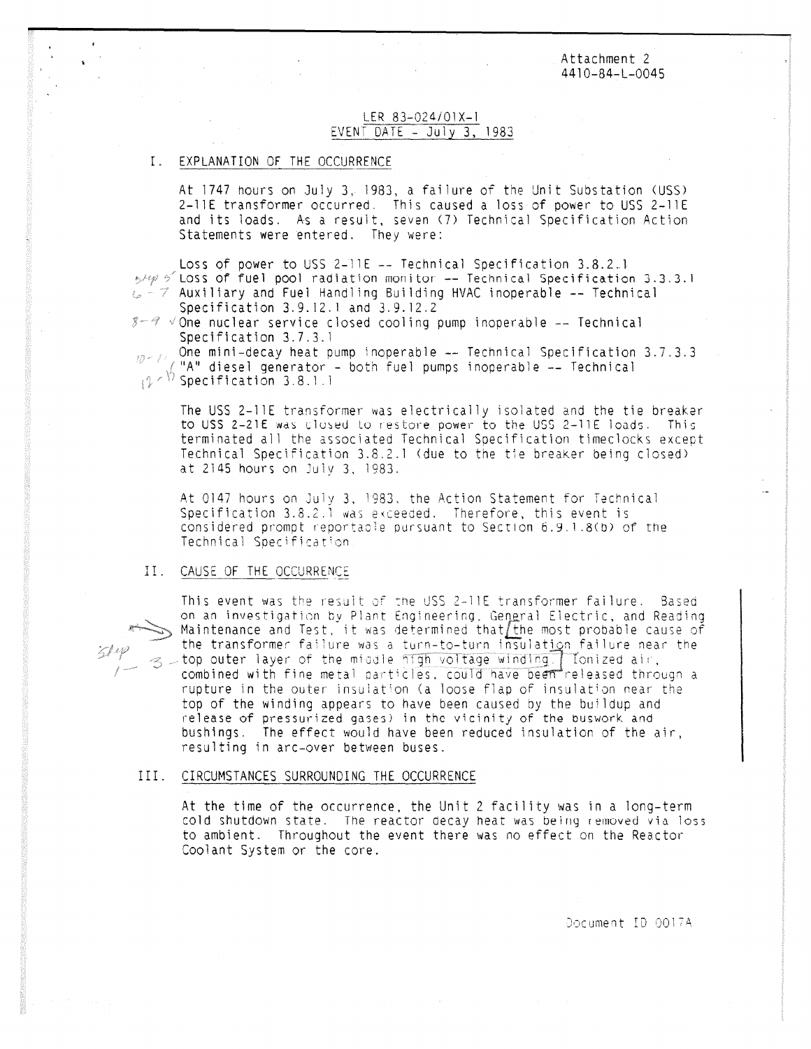Attachment 2
4410-84-L-0045

## LER 83-024/01X-1
## EVENT DATE - July 3, 1983

### I. EXPLANATION OF THE OCCURRENCE

At 1747 hours on July 3, 1983, a failure of the Unit Substation (USS) 2-11E transformer occurred. This caused a loss of power to USS 2-11E and its loads. As a result, seven (7) Technical Specification Action Statements were entered. They were:

Loss of power to USS 2-11E -- Technical Specification 3.8.2.1
Loss of fuel pool radiation monitor -- Technical Specification 3.3.3.1
Auxiliary and Fuel Handling Building HVAC inoperable -- Technical Specification 3.9.12.1 and 3.9.12.2
One nuclear service closed cooling pump inoperable -- Technical Specification 3.7.3.1
One mini-decay heat pump inoperable -- Technical Specification 3.7.3.3
"A" diesel generator - both fuel pumps inoperable -- Technical Specification 3.8.1.1

The USS 2-11E transformer was electrically isolated and the tie breaker to USS 2-21E was closed to restore power to the USS 2-11E loads. This terminated all the associated Technical Specification timeclocks except Technical Specification 3.8.2.1 (due to the tie breaker being closed) at 2145 hours on July 3, 1983.

At 0147 hours on July 3, 1983, the Action Statement for Technical Specification 3.8.2.1 was exceeded. Therefore, this event is considered prompt reportable pursuant to Section 6.9.1.8(b) of the Technical Specification.

### II. CAUSE OF THE OCCURRENCE

This event was the result of the USS 2-11E transformer failure. Based on an investigation by Plant Engineering, General Electric, and Reading Maintenance and Test, it was determined that the most probable cause of the transformer failure was a turn-to-turn insulation failure near the top outer layer of the middle high voltage winding. Ionized air, combined with fine metal particles, could have been released through a rupture in the outer insulation (a loose flap of insulation near the top of the winding appears to have been caused by the buildup and release of pressurized gases) in the vicinity of the buswork and bushings. The effect would have been reduced insulation of the air, resulting in arc-over between buses.

### III. CIRCUMSTANCES SURROUNDING THE OCCURRENCE

At the time of the occurrence, the Unit 2 facility was in a long-term cold shutdown state. The reactor decay heat was being removed via loss to ambient. Throughout the event there was no effect on the Reactor Coolant System or the core.

Document ID 0017A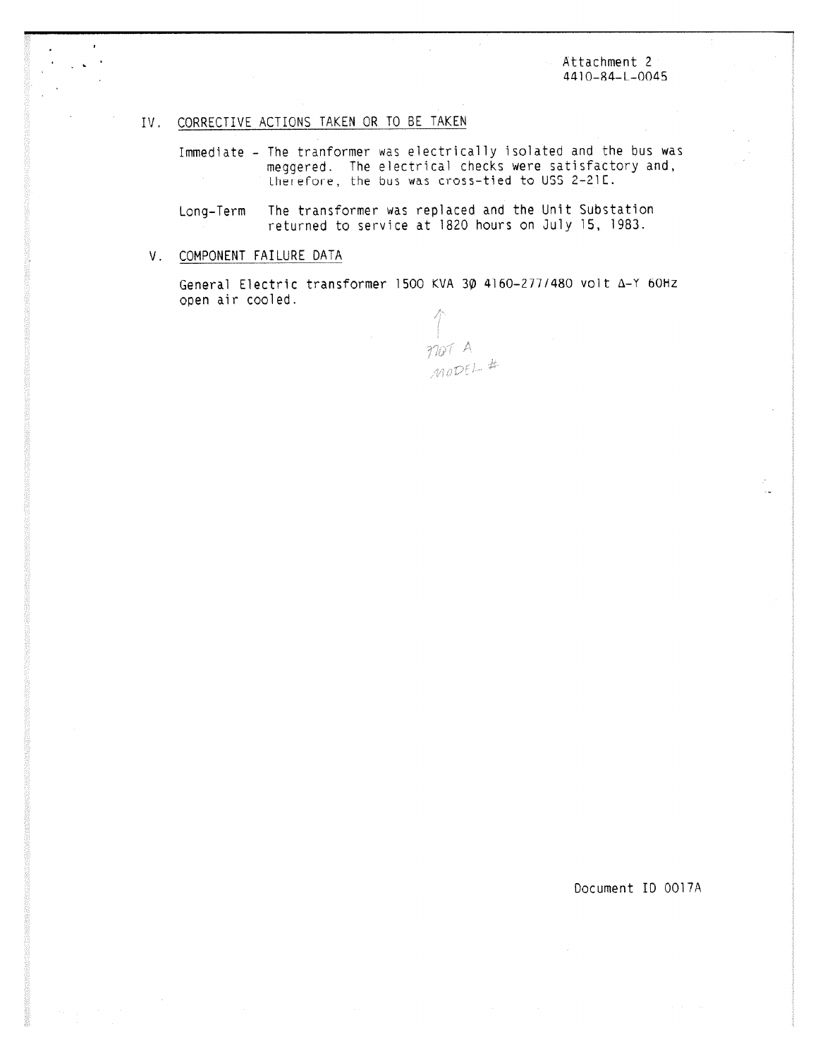Attachment 2
4410-84-L-0045

## IV. CORRECTIVE ACTIONS TAKEN OR TO BE TAKEN

Immediate - The tranformer was electrically isolated and the bus was meggered. The electrical checks were satisfactory and, therefore, the bus was cross-tied to USS 2-21C.

Long-Term The transformer was replaced and the Unit Substation returned to service at 1820 hours on July 15, 1983.

## V. COMPONENT FAILURE DATA

General Electric transformer 1500 KVA 3Ø 4160-277/480 volt Δ-Y 60Hz open air cooled.

↑
NOT A
MODEL #

Document ID 0017A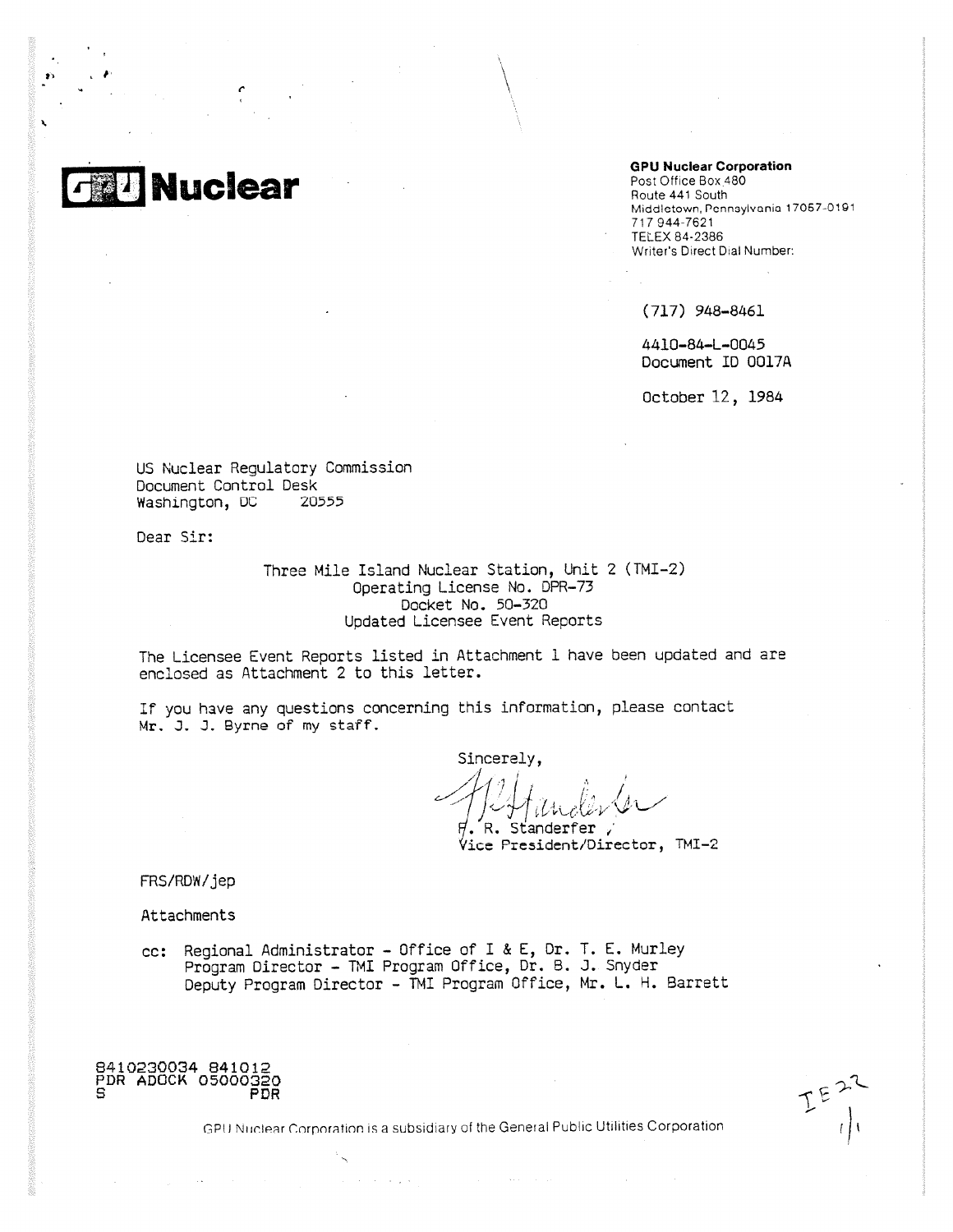**GPU Nuclear**

**GPU Nuclear Corporation**
Post Office Box 480
Route 441 South
Middletown, Pennsylvania 17057-0191
717 944-7621
TELEX 84-2386
Writer's Direct Dial Number:

(717) 948-8461

4410-84-L-0045
Document ID 0017A

October 12, 1984

US Nuclear Regulatory Commission
Document Control Desk
Washington, DC 20555

Dear Sir:

Three Mile Island Nuclear Station, Unit 2 (TMI-2)
Operating License No. DPR-73
Docket No. 50-320
Updated Licensee Event Reports

The Licensee Event Reports listed in Attachment 1 have been updated and are enclosed as Attachment 2 to this letter.

If you have any questions concerning this information, please contact Mr. J. J. Byrne of my staff.

Sincerely,

F. R. Standerfer
Vice President/Director, TMI-2

FRS/RDW/jep

Attachments

cc: Regional Administrator - Office of I & E, Dr. T. E. Murley
Program Director - TMI Program Office, Dr. B. J. Snyder
Deputy Program Director - TMI Program Office, Mr. L. H. Barrett

8410230034 841012
PDR ADOCK 05000320
S PDR

GPU Nuclear Corporation is a subsidiary of the General Public Utilities Corporation

IE22
1/1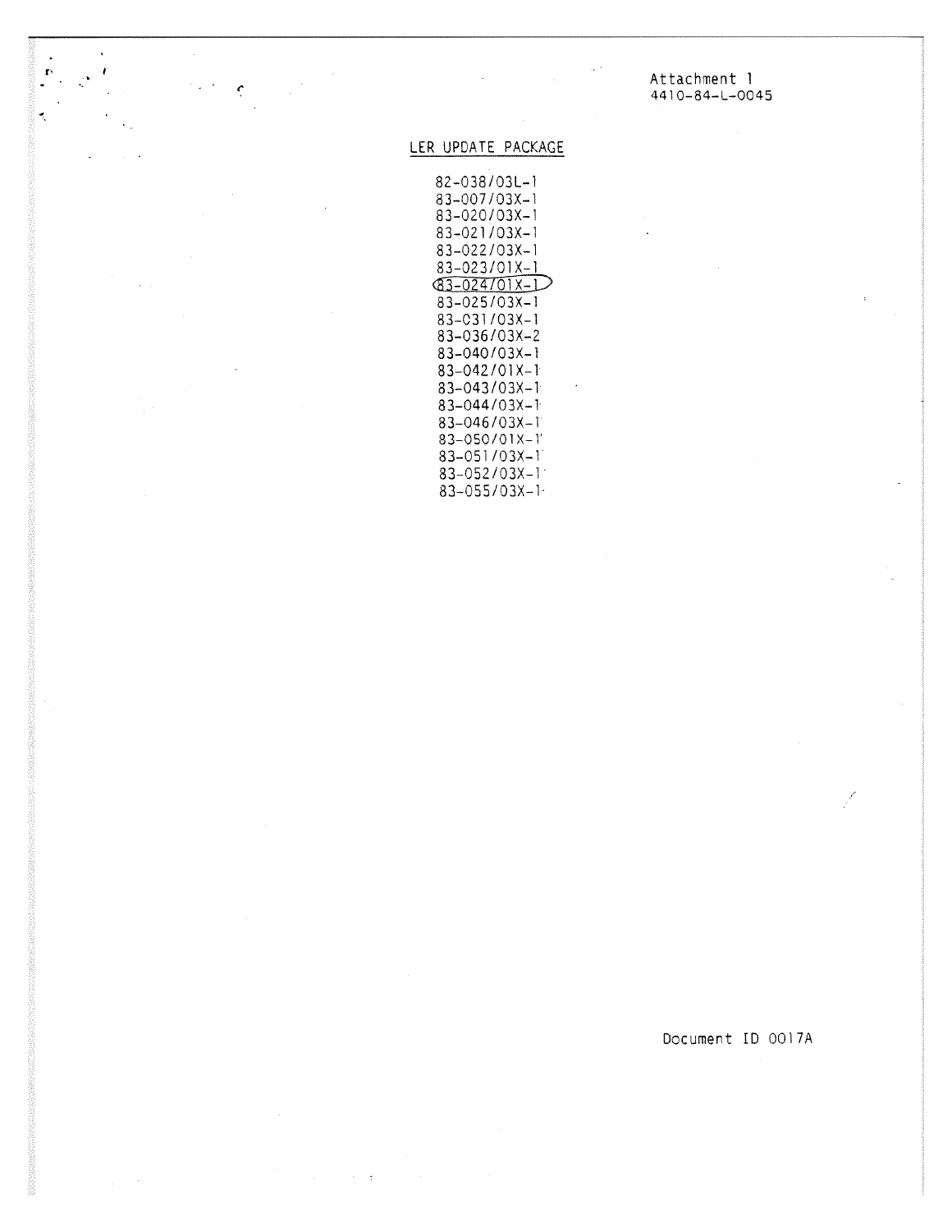Attachment 1
4410-84-L-0045

## LER UPDATE PACKAGE

82-038/03L-1
83-007/03X-1
83-020/03X-1
83-021/03X-1
83-022/03X-1
83-023/01X-1
83-024/01X-1
83-025/03X-1
83-031/03X-1
83-036/03X-2
83-040/03X-1
83-042/01X-1
83-043/03X-1
83-044/03X-1
83-046/03X-1
83-050/01X-1
83-051/03X-1
83-052/03X-1
83-055/03X-1

Document ID 0017A